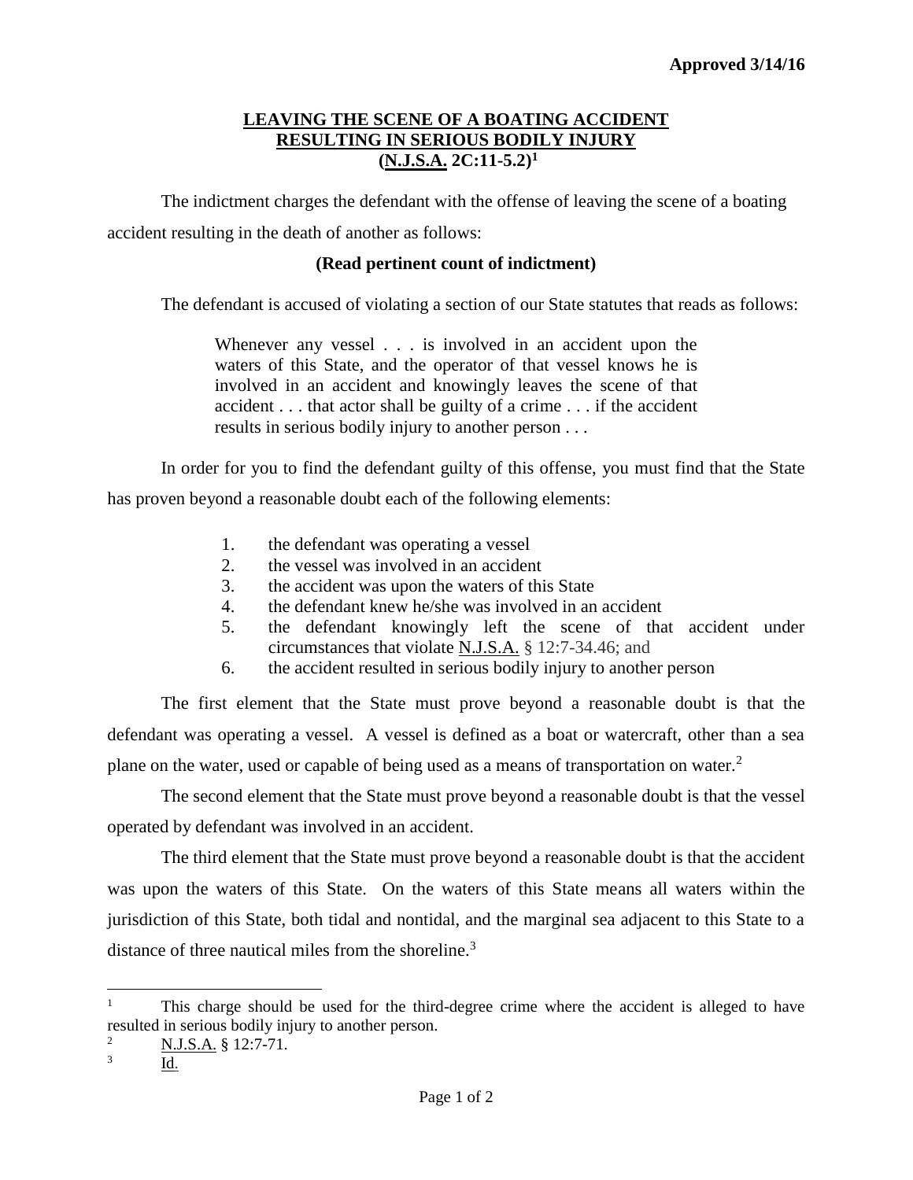**Approved 3/14/16**

# LEAVING THE SCENE OF A BOATING ACCIDENT RESULTING IN SERIOUS BODILY INJURY (N.J.S.A. 2C:11-5.2)[1]

The indictment charges the defendant with the offense of leaving the scene of a boating accident resulting in the death of another as follows:

**(Read pertinent count of indictment)**

The defendant is accused of violating a section of our State statutes that reads as follows:

> Whenever any vessel . . . is involved in an accident upon the waters of this State, and the operator of that vessel knows he is involved in an accident and knowingly leaves the scene of that accident . . . that actor shall be guilty of a crime . . . if the accident results in serious bodily injury to another person . . .

In order for you to find the defendant guilty of this offense, you must find that the State has proven beyond a reasonable doubt each of the following elements:

1. the defendant was operating a vessel
2. the vessel was involved in an accident
3. the accident was upon the waters of this State
4. the defendant knew he/she was involved in an accident
5. the defendant knowingly left the scene of that accident under circumstances that violate N.J.S.A. § 12:7-34.46; and
6. the accident resulted in serious bodily injury to another person

The first element that the State must prove beyond a reasonable doubt is that the defendant was operating a vessel. A vessel is defined as a boat or watercraft, other than a sea plane on the water, used or capable of being used as a means of transportation on water.[2]

The second element that the State must prove beyond a reasonable doubt is that the vessel operated by defendant was involved in an accident.

The third element that the State must prove beyond a reasonable doubt is that the accident was upon the waters of this State. On the waters of this State means all waters within the jurisdiction of this State, both tidal and nontidal, and the marginal sea adjacent to this State to a distance of three nautical miles from the shoreline.[3]

---

[1] This charge should be used for the third-degree crime where the accident is alleged to have resulted in serious bodily injury to another person.

[2] N.J.S.A. § 12:7-71.

[3] Id.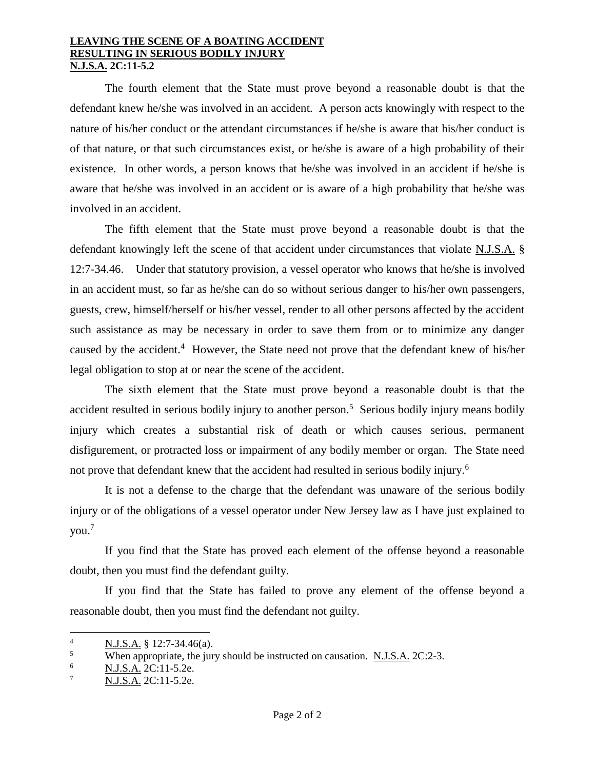**LEAVING THE SCENE OF A BOATING ACCIDENT**
**RESULTING IN SERIOUS BODILY INJURY**
**N.J.S.A. 2C:11-5.2**

The fourth element that the State must prove beyond a reasonable doubt is that the defendant knew he/she was involved in an accident. A person acts knowingly with respect to the nature of his/her conduct or the attendant circumstances if he/she is aware that his/her conduct is of that nature, or that such circumstances exist, or he/she is aware of a high probability of their existence. In other words, a person knows that he/she was involved in an accident if he/she is aware that he/she was involved in an accident or is aware of a high probability that he/she was involved in an accident.

The fifth element that the State must prove beyond a reasonable doubt is that the defendant knowingly left the scene of that accident under circumstances that violate N.J.S.A. § 12:7-34.46. Under that statutory provision, a vessel operator who knows that he/she is involved in an accident must, so far as he/she can do so without serious danger to his/her own passengers, guests, crew, himself/herself or his/her vessel, render to all other persons affected by the accident such assistance as may be necessary in order to save them from or to minimize any danger caused by the accident.[4] However, the State need not prove that the defendant knew of his/her legal obligation to stop at or near the scene of the accident.

The sixth element that the State must prove beyond a reasonable doubt is that the accident resulted in serious bodily injury to another person.[5] Serious bodily injury means bodily injury which creates a substantial risk of death or which causes serious, permanent disfigurement, or protracted loss or impairment of any bodily member or organ. The State need not prove that defendant knew that the accident had resulted in serious bodily injury.[6]

It is not a defense to the charge that the defendant was unaware of the serious bodily injury or of the obligations of a vessel operator under New Jersey law as I have just explained to you.[7]

If you find that the State has proved each element of the offense beyond a reasonable doubt, then you must find the defendant guilty.

If you find that the State has failed to prove any element of the offense beyond a reasonable doubt, then you must find the defendant not guilty.

---

[4] N.J.S.A. § 12:7-34.46(a).

[5] When appropriate, the jury should be instructed on causation. N.J.S.A. 2C:2-3.

[6] N.J.S.A. 2C:11-5.2e.

[7] N.J.S.A. 2C:11-5.2e.